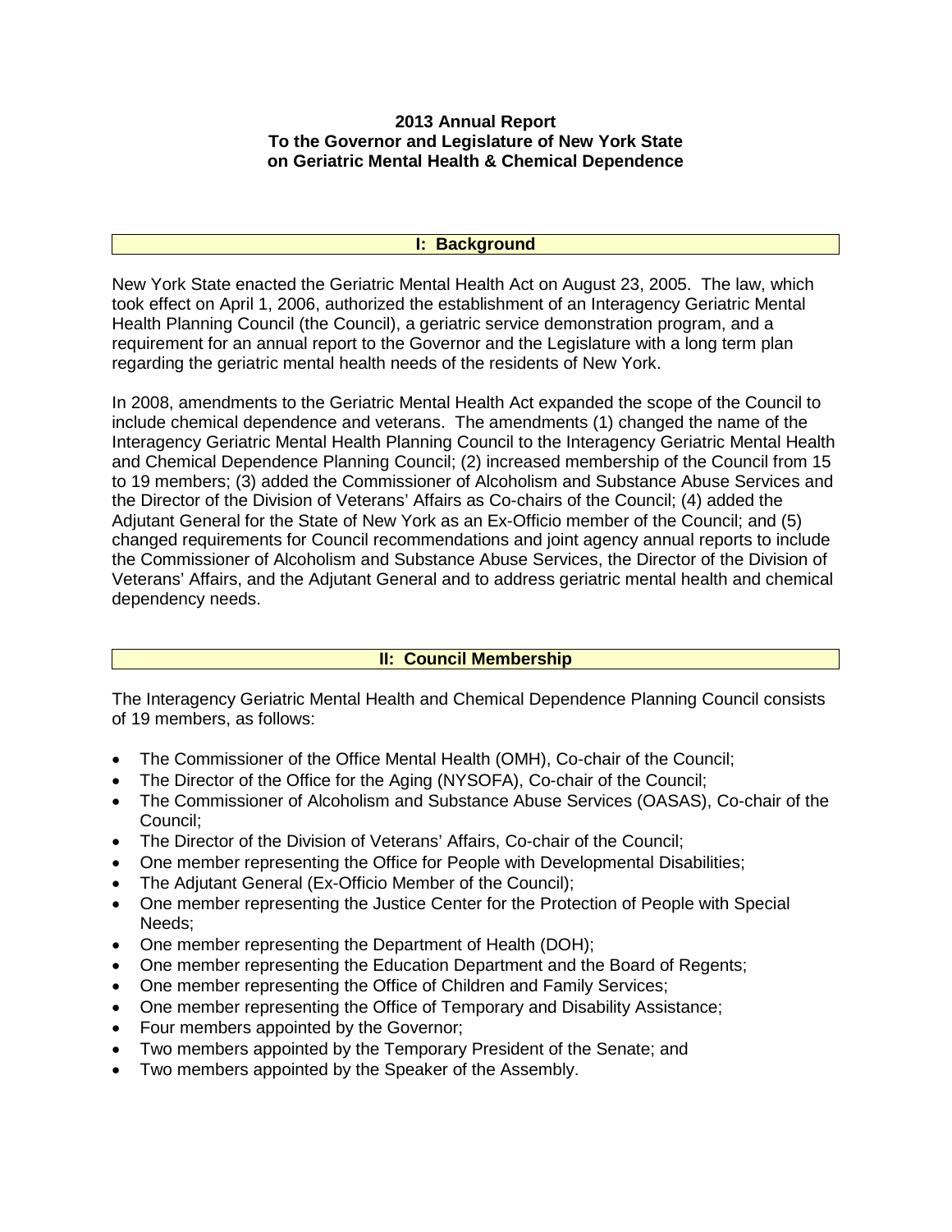# 2013 Annual Report
# To the Governor and Legislature of New York State
# on Geriatric Mental Health & Chemical Dependence

## I: Background

New York State enacted the Geriatric Mental Health Act on August 23, 2005. The law, which took effect on April 1, 2006, authorized the establishment of an Interagency Geriatric Mental Health Planning Council (the Council), a geriatric service demonstration program, and a requirement for an annual report to the Governor and the Legislature with a long term plan regarding the geriatric mental health needs of the residents of New York.

In 2008, amendments to the Geriatric Mental Health Act expanded the scope of the Council to include chemical dependence and veterans. The amendments (1) changed the name of the Interagency Geriatric Mental Health Planning Council to the Interagency Geriatric Mental Health and Chemical Dependence Planning Council; (2) increased membership of the Council from 15 to 19 members; (3) added the Commissioner of Alcoholism and Substance Abuse Services and the Director of the Division of Veterans' Affairs as Co-chairs of the Council; (4) added the Adjutant General for the State of New York as an Ex-Officio member of the Council; and (5) changed requirements for Council recommendations and joint agency annual reports to include the Commissioner of Alcoholism and Substance Abuse Services, the Director of the Division of Veterans' Affairs, and the Adjutant General and to address geriatric mental health and chemical dependency needs.

## II: Council Membership

The Interagency Geriatric Mental Health and Chemical Dependence Planning Council consists of 19 members, as follows:

- The Commissioner of the Office Mental Health (OMH), Co-chair of the Council;
- The Director of the Office for the Aging (NYSOFA), Co-chair of the Council;
- The Commissioner of Alcoholism and Substance Abuse Services (OASAS), Co-chair of the Council;
- The Director of the Division of Veterans' Affairs, Co-chair of the Council;
- One member representing the Office for People with Developmental Disabilities;
- The Adjutant General (Ex-Officio Member of the Council);
- One member representing the Justice Center for the Protection of People with Special Needs;
- One member representing the Department of Health (DOH);
- One member representing the Education Department and the Board of Regents;
- One member representing the Office of Children and Family Services;
- One member representing the Office of Temporary and Disability Assistance;
- Four members appointed by the Governor;
- Two members appointed by the Temporary President of the Senate; and
- Two members appointed by the Speaker of the Assembly.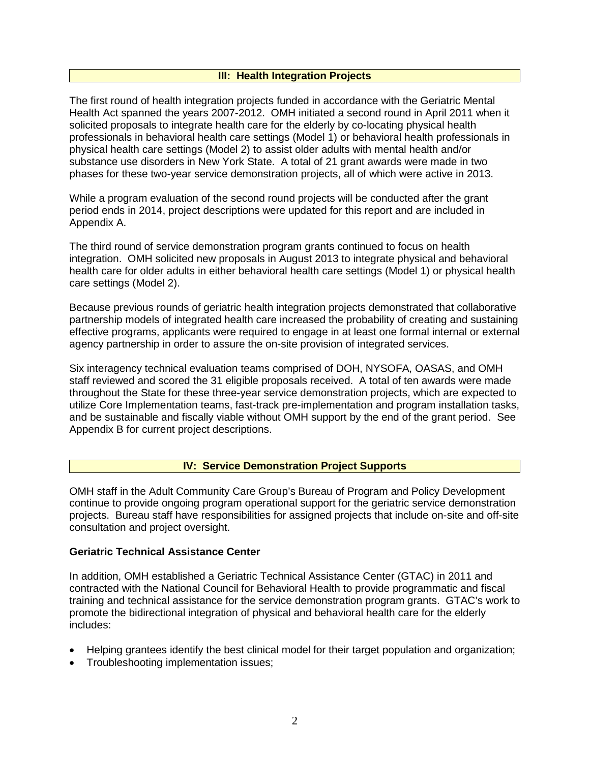## III: Health Integration Projects

The first round of health integration projects funded in accordance with the Geriatric Mental Health Act spanned the years 2007-2012. OMH initiated a second round in April 2011 when it solicited proposals to integrate health care for the elderly by co-locating physical health professionals in behavioral health care settings (Model 1) or behavioral health professionals in physical health care settings (Model 2) to assist older adults with mental health and/or substance use disorders in New York State. A total of 21 grant awards were made in two phases for these two-year service demonstration projects, all of which were active in 2013.

While a program evaluation of the second round projects will be conducted after the grant period ends in 2014, project descriptions were updated for this report and are included in Appendix A.

The third round of service demonstration program grants continued to focus on health integration. OMH solicited new proposals in August 2013 to integrate physical and behavioral health care for older adults in either behavioral health care settings (Model 1) or physical health care settings (Model 2).

Because previous rounds of geriatric health integration projects demonstrated that collaborative partnership models of integrated health care increased the probability of creating and sustaining effective programs, applicants were required to engage in at least one formal internal or external agency partnership in order to assure the on-site provision of integrated services.

Six interagency technical evaluation teams comprised of DOH, NYSOFA, OASAS, and OMH staff reviewed and scored the 31 eligible proposals received. A total of ten awards were made throughout the State for these three-year service demonstration projects, which are expected to utilize Core Implementation teams, fast-track pre-implementation and program installation tasks, and be sustainable and fiscally viable without OMH support by the end of the grant period. See Appendix B for current project descriptions.

## IV: Service Demonstration Project Supports

OMH staff in the Adult Community Care Group's Bureau of Program and Policy Development continue to provide ongoing program operational support for the geriatric service demonstration projects. Bureau staff have responsibilities for assigned projects that include on-site and off-site consultation and project oversight.

### Geriatric Technical Assistance Center

In addition, OMH established a Geriatric Technical Assistance Center (GTAC) in 2011 and contracted with the National Council for Behavioral Health to provide programmatic and fiscal training and technical assistance for the service demonstration program grants. GTAC's work to promote the bidirectional integration of physical and behavioral health care for the elderly includes:

- Helping grantees identify the best clinical model for their target population and organization;
- Troubleshooting implementation issues;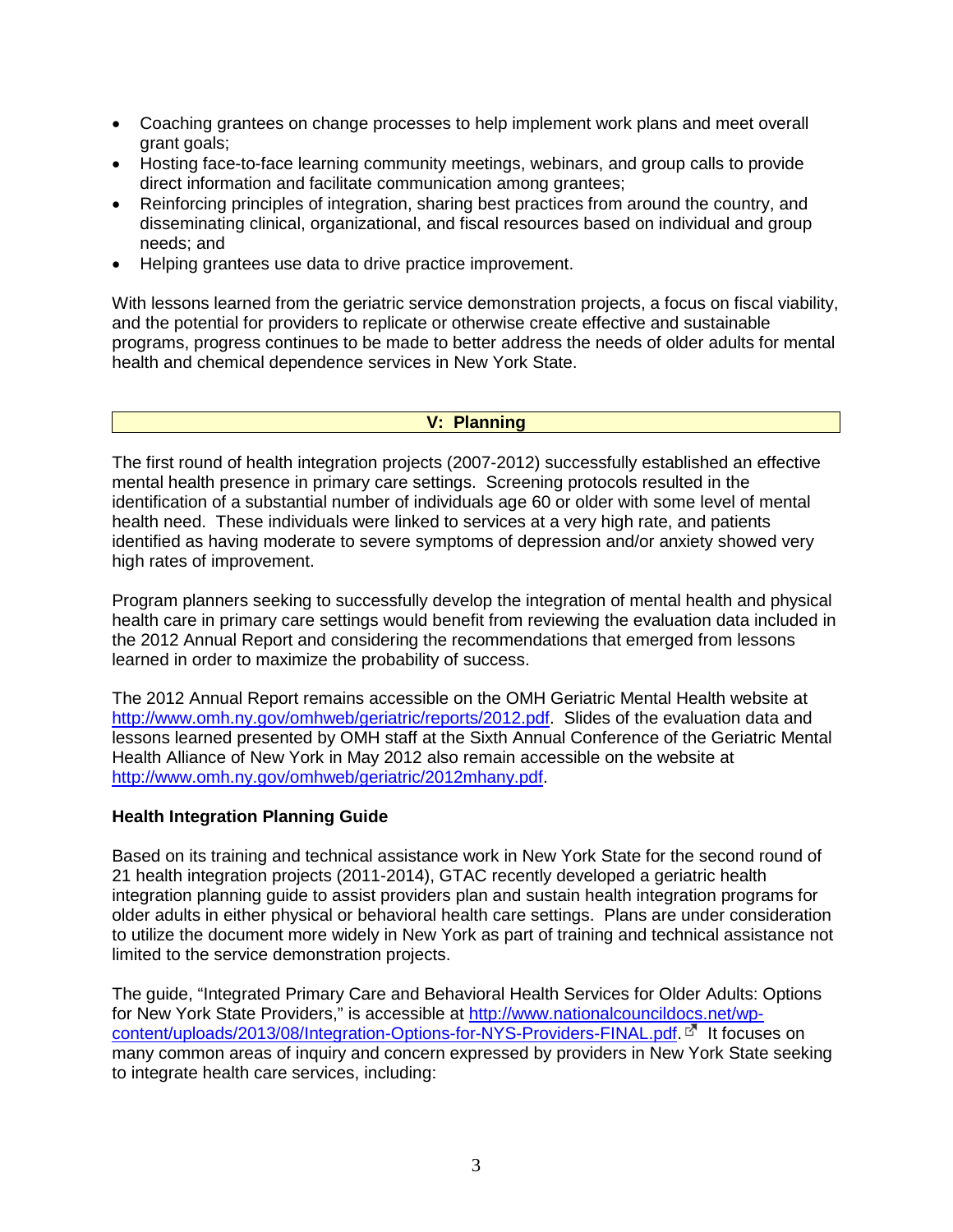- Coaching grantees on change processes to help implement work plans and meet overall grant goals;
- Hosting face-to-face learning community meetings, webinars, and group calls to provide direct information and facilitate communication among grantees;
- Reinforcing principles of integration, sharing best practices from around the country, and disseminating clinical, organizational, and fiscal resources based on individual and group needs; and
- Helping grantees use data to drive practice improvement.

With lessons learned from the geriatric service demonstration projects, a focus on fiscal viability, and the potential for providers to replicate or otherwise create effective and sustainable programs, progress continues to be made to better address the needs of older adults for mental health and chemical dependence services in New York State.

## V: Planning

The first round of health integration projects (2007-2012) successfully established an effective mental health presence in primary care settings. Screening protocols resulted in the identification of a substantial number of individuals age 60 or older with some level of mental health need. These individuals were linked to services at a very high rate, and patients identified as having moderate to severe symptoms of depression and/or anxiety showed very high rates of improvement.

Program planners seeking to successfully develop the integration of mental health and physical health care in primary care settings would benefit from reviewing the evaluation data included in the 2012 Annual Report and considering the recommendations that emerged from lessons learned in order to maximize the probability of success.

The 2012 Annual Report remains accessible on the OMH Geriatric Mental Health website at http://www.omh.ny.gov/omhweb/geriatric/reports/2012.pdf. Slides of the evaluation data and lessons learned presented by OMH staff at the Sixth Annual Conference of the Geriatric Mental Health Alliance of New York in May 2012 also remain accessible on the website at http://www.omh.ny.gov/omhweb/geriatric/2012mhany.pdf.

### Health Integration Planning Guide

Based on its training and technical assistance work in New York State for the second round of 21 health integration projects (2011-2014), GTAC recently developed a geriatric health integration planning guide to assist providers plan and sustain health integration programs for older adults in either physical or behavioral health care settings. Plans are under consideration to utilize the document more widely in New York as part of training and technical assistance not limited to the service demonstration projects.

The guide, "Integrated Primary Care and Behavioral Health Services for Older Adults: Options for New York State Providers," is accessible at http://www.nationalcouncildocs.net/wp-content/uploads/2013/08/Integration-Options-for-NYS-Providers-FINAL.pdf. It focuses on many common areas of inquiry and concern expressed by providers in New York State seeking to integrate health care services, including: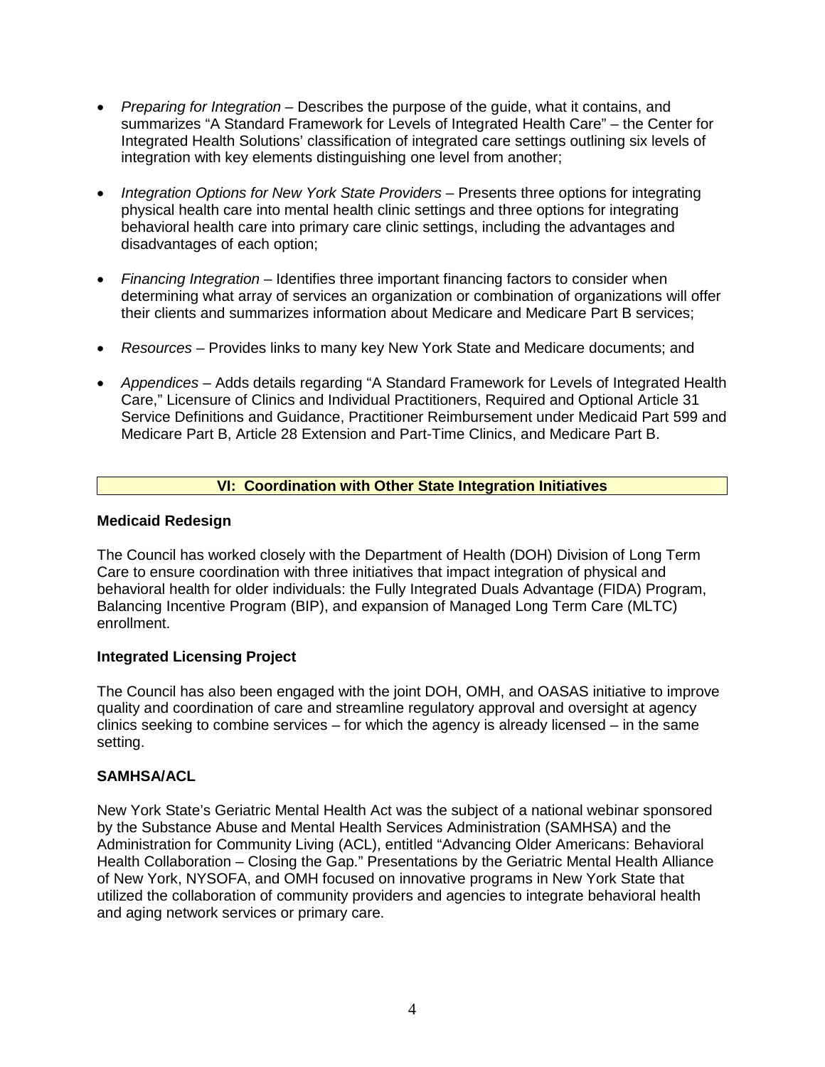- *Preparing for Integration* – Describes the purpose of the guide, what it contains, and summarizes "A Standard Framework for Levels of Integrated Health Care" – the Center for Integrated Health Solutions' classification of integrated care settings outlining six levels of integration with key elements distinguishing one level from another;

- *Integration Options for New York State Providers* – Presents three options for integrating physical health care into mental health clinic settings and three options for integrating behavioral health care into primary care clinic settings, including the advantages and disadvantages of each option;

- *Financing Integration* – Identifies three important financing factors to consider when determining what array of services an organization or combination of organizations will offer their clients and summarizes information about Medicare and Medicare Part B services;

- *Resources* – Provides links to many key New York State and Medicare documents; and

- *Appendices* – Adds details regarding "A Standard Framework for Levels of Integrated Health Care," Licensure of Clinics and Individual Practitioners, Required and Optional Article 31 Service Definitions and Guidance, Practitioner Reimbursement under Medicaid Part 599 and Medicare Part B, Article 28 Extension and Part-Time Clinics, and Medicare Part B.

## VI: Coordination with Other State Integration Initiatives

### Medicaid Redesign

The Council has worked closely with the Department of Health (DOH) Division of Long Term Care to ensure coordination with three initiatives that impact integration of physical and behavioral health for older individuals: the Fully Integrated Duals Advantage (FIDA) Program, Balancing Incentive Program (BIP), and expansion of Managed Long Term Care (MLTC) enrollment.

### Integrated Licensing Project

The Council has also been engaged with the joint DOH, OMH, and OASAS initiative to improve quality and coordination of care and streamline regulatory approval and oversight at agency clinics seeking to combine services – for which the agency is already licensed – in the same setting.

### SAMHSA/ACL

New York State's Geriatric Mental Health Act was the subject of a national webinar sponsored by the Substance Abuse and Mental Health Services Administration (SAMHSA) and the Administration for Community Living (ACL), entitled "Advancing Older Americans: Behavioral Health Collaboration – Closing the Gap." Presentations by the Geriatric Mental Health Alliance of New York, NYSOFA, and OMH focused on innovative programs in New York State that utilized the collaboration of community providers and agencies to integrate behavioral health and aging network services or primary care.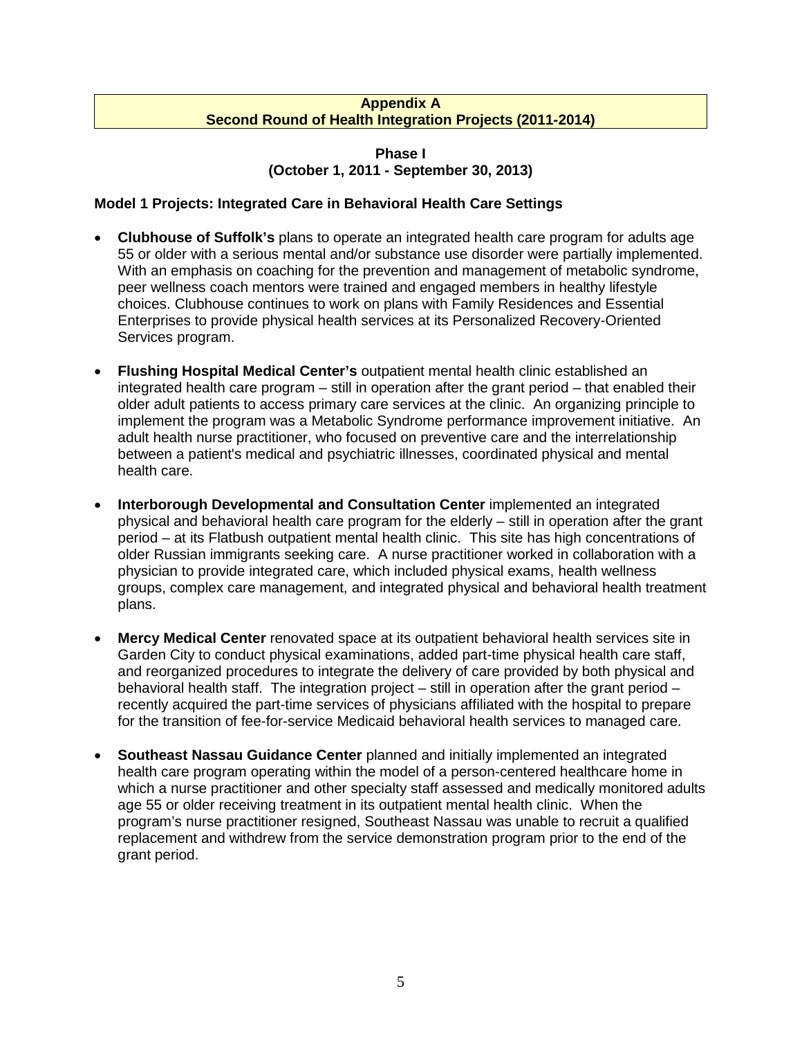## Appendix A
## Second Round of Health Integration Projects (2011-2014)

### Phase I
### (October 1, 2011 - September 30, 2013)

**Model 1 Projects: Integrated Care in Behavioral Health Care Settings**

- **Clubhouse of Suffolk's** plans to operate an integrated health care program for adults age 55 or older with a serious mental and/or substance use disorder were partially implemented. With an emphasis on coaching for the prevention and management of metabolic syndrome, peer wellness coach mentors were trained and engaged members in healthy lifestyle choices. Clubhouse continues to work on plans with Family Residences and Essential Enterprises to provide physical health services at its Personalized Recovery-Oriented Services program.

- **Flushing Hospital Medical Center's** outpatient mental health clinic established an integrated health care program – still in operation after the grant period – that enabled their older adult patients to access primary care services at the clinic. An organizing principle to implement the program was a Metabolic Syndrome performance improvement initiative. An adult health nurse practitioner, who focused on preventive care and the interrelationship between a patient's medical and psychiatric illnesses, coordinated physical and mental health care.

- **Interborough Developmental and Consultation Center** implemented an integrated physical and behavioral health care program for the elderly – still in operation after the grant period – at its Flatbush outpatient mental health clinic. This site has high concentrations of older Russian immigrants seeking care. A nurse practitioner worked in collaboration with a physician to provide integrated care, which included physical exams, health wellness groups, complex care management, and integrated physical and behavioral health treatment plans.

- **Mercy Medical Center** renovated space at its outpatient behavioral health services site in Garden City to conduct physical examinations, added part-time physical health care staff, and reorganized procedures to integrate the delivery of care provided by both physical and behavioral health staff. The integration project – still in operation after the grant period – recently acquired the part-time services of physicians affiliated with the hospital to prepare for the transition of fee-for-service Medicaid behavioral health services to managed care.

- **Southeast Nassau Guidance Center** planned and initially implemented an integrated health care program operating within the model of a person-centered healthcare home in which a nurse practitioner and other specialty staff assessed and medically monitored adults age 55 or older receiving treatment in its outpatient mental health clinic. When the program's nurse practitioner resigned, Southeast Nassau was unable to recruit a qualified replacement and withdrew from the service demonstration program prior to the end of the grant period.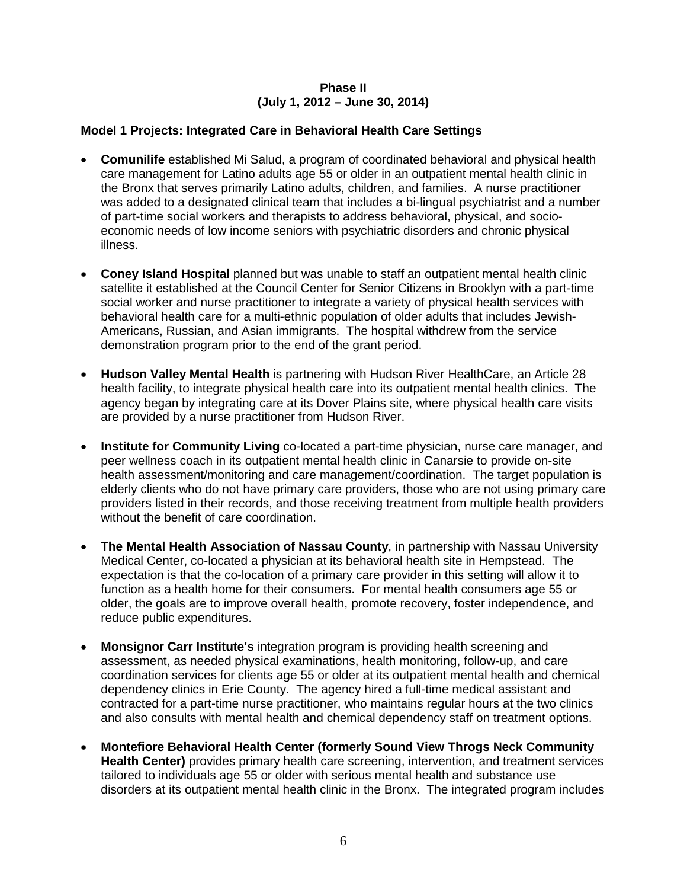**Phase II**
**(July 1, 2012 – June 30, 2014)**

**Model 1 Projects: Integrated Care in Behavioral Health Care Settings**

- **Comunilife** established Mi Salud, a program of coordinated behavioral and physical health care management for Latino adults age 55 or older in an outpatient mental health clinic in the Bronx that serves primarily Latino adults, children, and families. A nurse practitioner was added to a designated clinical team that includes a bi-lingual psychiatrist and a number of part-time social workers and therapists to address behavioral, physical, and socio-economic needs of low income seniors with psychiatric disorders and chronic physical illness.

- **Coney Island Hospital** planned but was unable to staff an outpatient mental health clinic satellite it established at the Council Center for Senior Citizens in Brooklyn with a part-time social worker and nurse practitioner to integrate a variety of physical health services with behavioral health care for a multi-ethnic population of older adults that includes Jewish-Americans, Russian, and Asian immigrants. The hospital withdrew from the service demonstration program prior to the end of the grant period.

- **Hudson Valley Mental Health** is partnering with Hudson River HealthCare, an Article 28 health facility, to integrate physical health care into its outpatient mental health clinics. The agency began by integrating care at its Dover Plains site, where physical health care visits are provided by a nurse practitioner from Hudson River.

- **Institute for Community Living** co-located a part-time physician, nurse care manager, and peer wellness coach in its outpatient mental health clinic in Canarsie to provide on-site health assessment/monitoring and care management/coordination. The target population is elderly clients who do not have primary care providers, those who are not using primary care providers listed in their records, and those receiving treatment from multiple health providers without the benefit of care coordination.

- **The Mental Health Association of Nassau County**, in partnership with Nassau University Medical Center, co-located a physician at its behavioral health site in Hempstead. The expectation is that the co-location of a primary care provider in this setting will allow it to function as a health home for their consumers. For mental health consumers age 55 or older, the goals are to improve overall health, promote recovery, foster independence, and reduce public expenditures.

- **Monsignor Carr Institute's** integration program is providing health screening and assessment, as needed physical examinations, health monitoring, follow-up, and care coordination services for clients age 55 or older at its outpatient mental health and chemical dependency clinics in Erie County. The agency hired a full-time medical assistant and contracted for a part-time nurse practitioner, who maintains regular hours at the two clinics and also consults with mental health and chemical dependency staff on treatment options.

- **Montefiore Behavioral Health Center (formerly Sound View Throgs Neck Community Health Center)** provides primary health care screening, intervention, and treatment services tailored to individuals age 55 or older with serious mental health and substance use disorders at its outpatient mental health clinic in the Bronx. The integrated program includes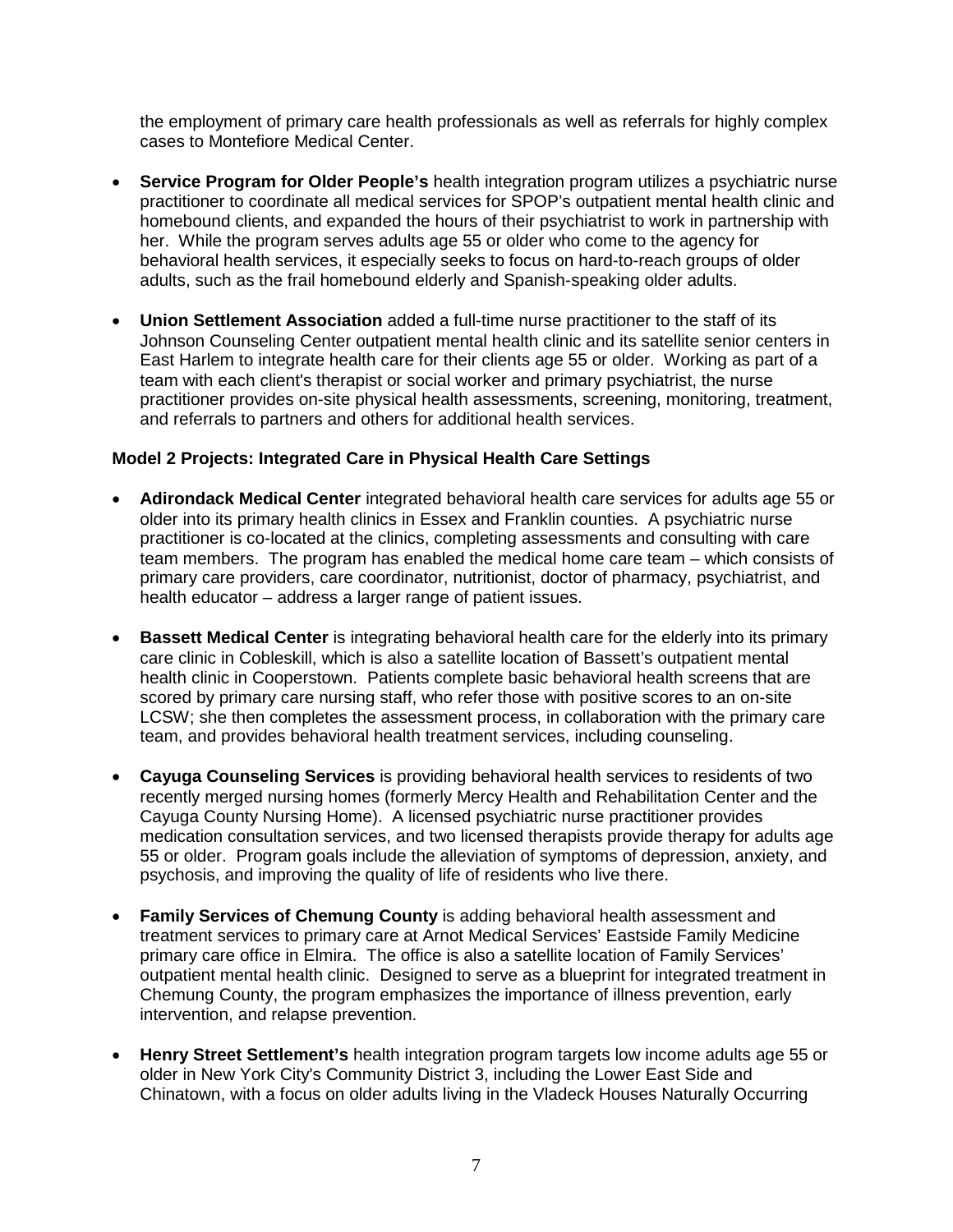the employment of primary care health professionals as well as referrals for highly complex cases to Montefiore Medical Center.

- **Service Program for Older People's** health integration program utilizes a psychiatric nurse practitioner to coordinate all medical services for SPOP's outpatient mental health clinic and homebound clients, and expanded the hours of their psychiatrist to work in partnership with her. While the program serves adults age 55 or older who come to the agency for behavioral health services, it especially seeks to focus on hard-to-reach groups of older adults, such as the frail homebound elderly and Spanish-speaking older adults.
- **Union Settlement Association** added a full-time nurse practitioner to the staff of its Johnson Counseling Center outpatient mental health clinic and its satellite senior centers in East Harlem to integrate health care for their clients age 55 or older. Working as part of a team with each client's therapist or social worker and primary psychiatrist, the nurse practitioner provides on-site physical health assessments, screening, monitoring, treatment, and referrals to partners and others for additional health services.

**Model 2 Projects: Integrated Care in Physical Health Care Settings**

- **Adirondack Medical Center** integrated behavioral health care services for adults age 55 or older into its primary health clinics in Essex and Franklin counties. A psychiatric nurse practitioner is co-located at the clinics, completing assessments and consulting with care team members. The program has enabled the medical home care team – which consists of primary care providers, care coordinator, nutritionist, doctor of pharmacy, psychiatrist, and health educator – address a larger range of patient issues.
- **Bassett Medical Center** is integrating behavioral health care for the elderly into its primary care clinic in Cobleskill, which is also a satellite location of Bassett's outpatient mental health clinic in Cooperstown. Patients complete basic behavioral health screens that are scored by primary care nursing staff, who refer those with positive scores to an on-site LCSW; she then completes the assessment process, in collaboration with the primary care team, and provides behavioral health treatment services, including counseling.
- **Cayuga Counseling Services** is providing behavioral health services to residents of two recently merged nursing homes (formerly Mercy Health and Rehabilitation Center and the Cayuga County Nursing Home). A licensed psychiatric nurse practitioner provides medication consultation services, and two licensed therapists provide therapy for adults age 55 or older. Program goals include the alleviation of symptoms of depression, anxiety, and psychosis, and improving the quality of life of residents who live there.
- **Family Services of Chemung County** is adding behavioral health assessment and treatment services to primary care at Arnot Medical Services' Eastside Family Medicine primary care office in Elmira. The office is also a satellite location of Family Services' outpatient mental health clinic. Designed to serve as a blueprint for integrated treatment in Chemung County, the program emphasizes the importance of illness prevention, early intervention, and relapse prevention.
- **Henry Street Settlement's** health integration program targets low income adults age 55 or older in New York City's Community District 3, including the Lower East Side and Chinatown, with a focus on older adults living in the Vladeck Houses Naturally Occurring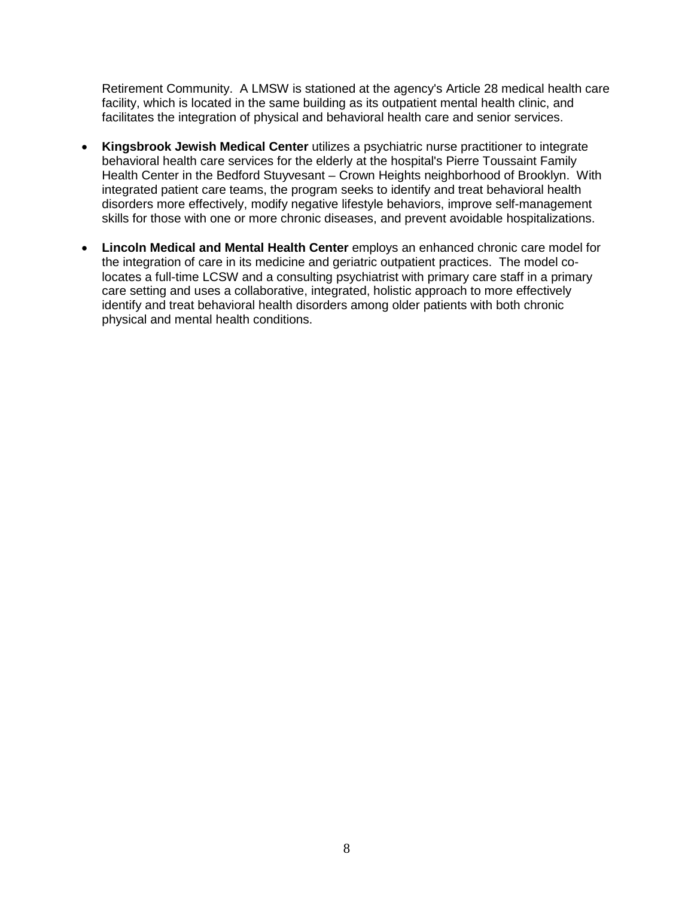Retirement Community. A LMSW is stationed at the agency's Article 28 medical health care facility, which is located in the same building as its outpatient mental health clinic, and facilitates the integration of physical and behavioral health care and senior services.

- **Kingsbrook Jewish Medical Center** utilizes a psychiatric nurse practitioner to integrate behavioral health care services for the elderly at the hospital's Pierre Toussaint Family Health Center in the Bedford Stuyvesant – Crown Heights neighborhood of Brooklyn. With integrated patient care teams, the program seeks to identify and treat behavioral health disorders more effectively, modify negative lifestyle behaviors, improve self-management skills for those with one or more chronic diseases, and prevent avoidable hospitalizations.

- **Lincoln Medical and Mental Health Center** employs an enhanced chronic care model for the integration of care in its medicine and geriatric outpatient practices. The model co-locates a full-time LCSW and a consulting psychiatrist with primary care staff in a primary care setting and uses a collaborative, integrated, holistic approach to more effectively identify and treat behavioral health disorders among older patients with both chronic physical and mental health conditions.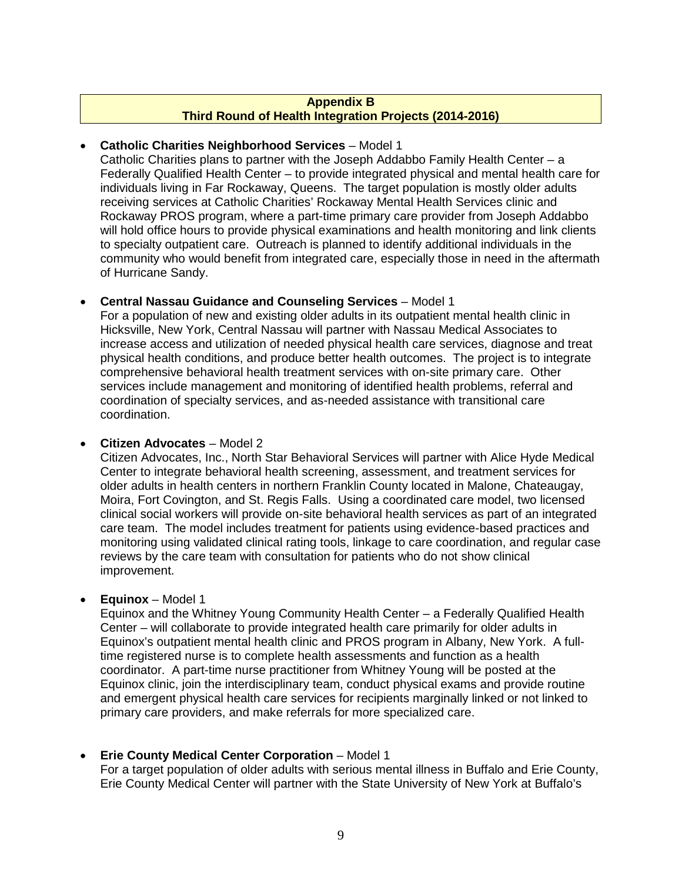## Appendix B
## Third Round of Health Integration Projects (2014-2016)

- **Catholic Charities Neighborhood Services** – Model 1
  Catholic Charities plans to partner with the Joseph Addabbo Family Health Center – a Federally Qualified Health Center – to provide integrated physical and mental health care for individuals living in Far Rockaway, Queens. The target population is mostly older adults receiving services at Catholic Charities' Rockaway Mental Health Services clinic and Rockaway PROS program, where a part-time primary care provider from Joseph Addabbo will hold office hours to provide physical examinations and health monitoring and link clients to specialty outpatient care. Outreach is planned to identify additional individuals in the community who would benefit from integrated care, especially those in need in the aftermath of Hurricane Sandy.

- **Central Nassau Guidance and Counseling Services** – Model 1
  For a population of new and existing older adults in its outpatient mental health clinic in Hicksville, New York, Central Nassau will partner with Nassau Medical Associates to increase access and utilization of needed physical health care services, diagnose and treat physical health conditions, and produce better health outcomes. The project is to integrate comprehensive behavioral health treatment services with on-site primary care. Other services include management and monitoring of identified health problems, referral and coordination of specialty services, and as-needed assistance with transitional care coordination.

- **Citizen Advocates** – Model 2
  Citizen Advocates, Inc., North Star Behavioral Services will partner with Alice Hyde Medical Center to integrate behavioral health screening, assessment, and treatment services for older adults in health centers in northern Franklin County located in Malone, Chateaugay, Moira, Fort Covington, and St. Regis Falls. Using a coordinated care model, two licensed clinical social workers will provide on-site behavioral health services as part of an integrated care team. The model includes treatment for patients using evidence-based practices and monitoring using validated clinical rating tools, linkage to care coordination, and regular case reviews by the care team with consultation for patients who do not show clinical improvement.

- **Equinox** – Model 1
  Equinox and the Whitney Young Community Health Center – a Federally Qualified Health Center – will collaborate to provide integrated health care primarily for older adults in Equinox's outpatient mental health clinic and PROS program in Albany, New York. A full-time registered nurse is to complete health assessments and function as a health coordinator. A part-time nurse practitioner from Whitney Young will be posted at the Equinox clinic, join the interdisciplinary team, conduct physical exams and provide routine and emergent physical health care services for recipients marginally linked or not linked to primary care providers, and make referrals for more specialized care.

- **Erie County Medical Center Corporation** – Model 1
  For a target population of older adults with serious mental illness in Buffalo and Erie County, Erie County Medical Center will partner with the State University of New York at Buffalo's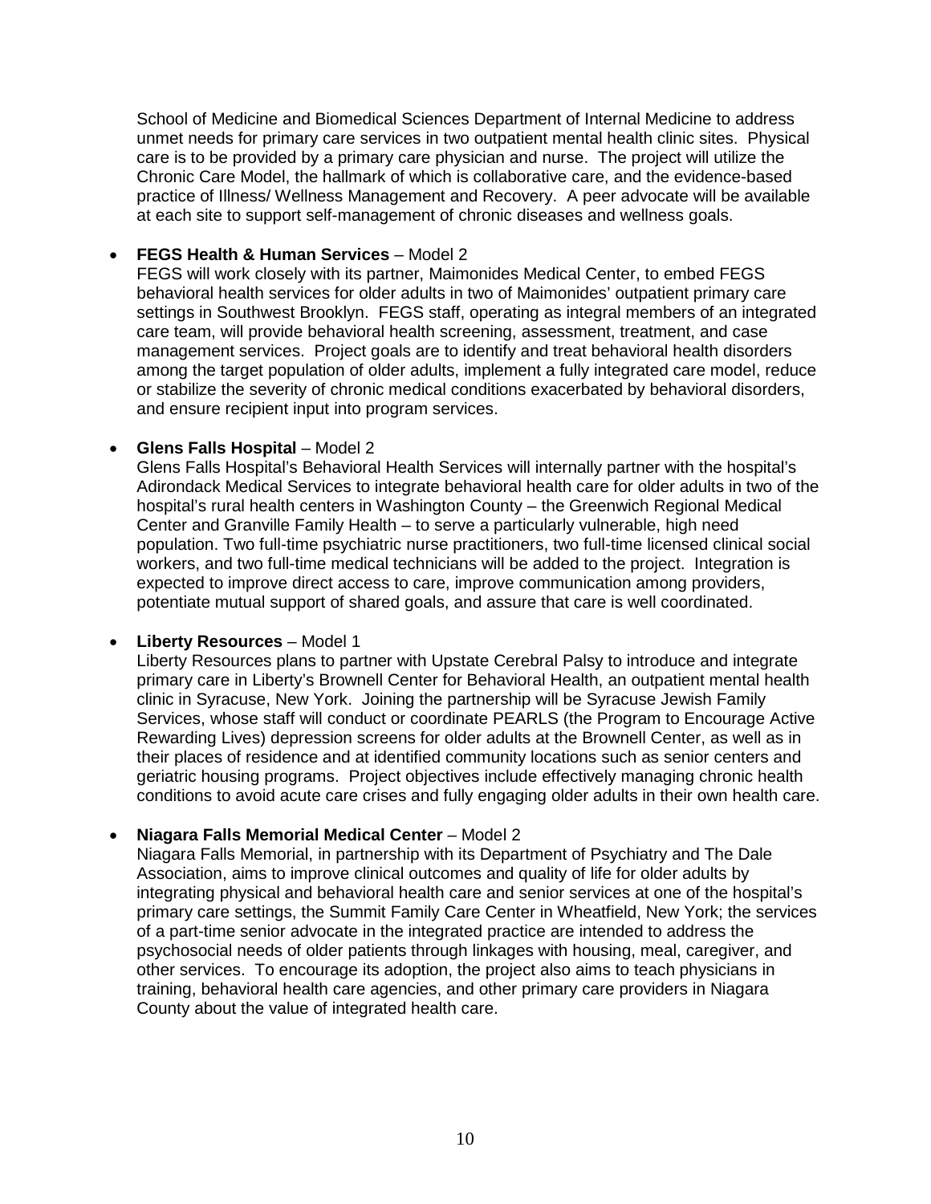School of Medicine and Biomedical Sciences Department of Internal Medicine to address unmet needs for primary care services in two outpatient mental health clinic sites. Physical care is to be provided by a primary care physician and nurse. The project will utilize the Chronic Care Model, the hallmark of which is collaborative care, and the evidence-based practice of Illness/ Wellness Management and Recovery. A peer advocate will be available at each site to support self-management of chronic diseases and wellness goals.

- **FEGS Health & Human Services** – Model 2
  FEGS will work closely with its partner, Maimonides Medical Center, to embed FEGS behavioral health services for older adults in two of Maimonides' outpatient primary care settings in Southwest Brooklyn. FEGS staff, operating as integral members of an integrated care team, will provide behavioral health screening, assessment, treatment, and case management services. Project goals are to identify and treat behavioral health disorders among the target population of older adults, implement a fully integrated care model, reduce or stabilize the severity of chronic medical conditions exacerbated by behavioral disorders, and ensure recipient input into program services.

- **Glens Falls Hospital** – Model 2
  Glens Falls Hospital's Behavioral Health Services will internally partner with the hospital's Adirondack Medical Services to integrate behavioral health care for older adults in two of the hospital's rural health centers in Washington County – the Greenwich Regional Medical Center and Granville Family Health – to serve a particularly vulnerable, high need population. Two full-time psychiatric nurse practitioners, two full-time licensed clinical social workers, and two full-time medical technicians will be added to the project. Integration is expected to improve direct access to care, improve communication among providers, potentiate mutual support of shared goals, and assure that care is well coordinated.

- **Liberty Resources** – Model 1
  Liberty Resources plans to partner with Upstate Cerebral Palsy to introduce and integrate primary care in Liberty's Brownell Center for Behavioral Health, an outpatient mental health clinic in Syracuse, New York. Joining the partnership will be Syracuse Jewish Family Services, whose staff will conduct or coordinate PEARLS (the Program to Encourage Active Rewarding Lives) depression screens for older adults at the Brownell Center, as well as in their places of residence and at identified community locations such as senior centers and geriatric housing programs. Project objectives include effectively managing chronic health conditions to avoid acute care crises and fully engaging older adults in their own health care.

- **Niagara Falls Memorial Medical Center** – Model 2
  Niagara Falls Memorial, in partnership with its Department of Psychiatry and The Dale Association, aims to improve clinical outcomes and quality of life for older adults by integrating physical and behavioral health care and senior services at one of the hospital's primary care settings, the Summit Family Care Center in Wheatfield, New York; the services of a part-time senior advocate in the integrated practice are intended to address the psychosocial needs of older patients through linkages with housing, meal, caregiver, and other services. To encourage its adoption, the project also aims to teach physicians in training, behavioral health care agencies, and other primary care providers in Niagara County about the value of integrated health care.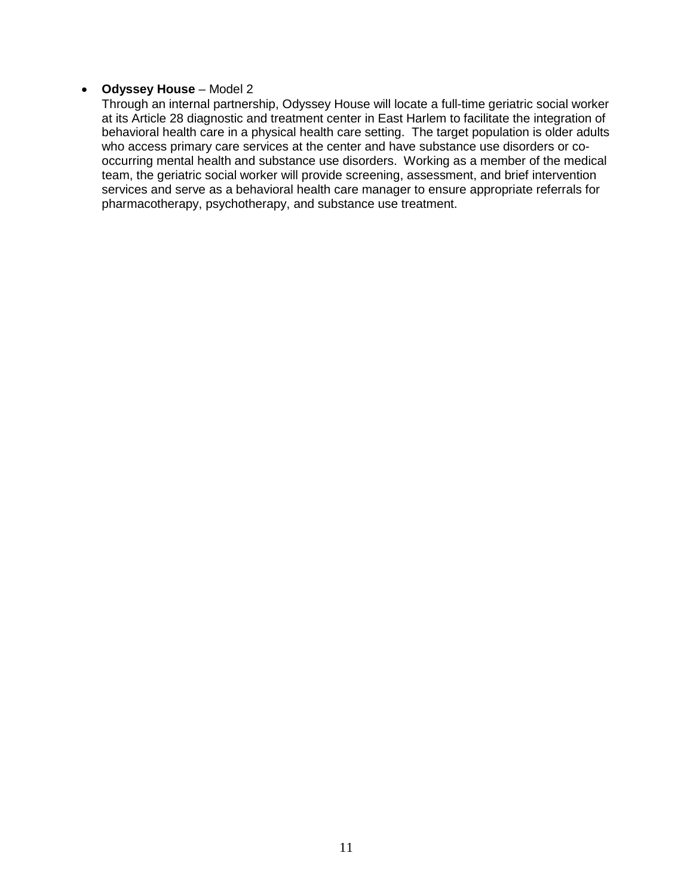- **Odyssey House** – Model 2
  Through an internal partnership, Odyssey House will locate a full-time geriatric social worker at its Article 28 diagnostic and treatment center in East Harlem to facilitate the integration of behavioral health care in a physical health care setting. The target population is older adults who access primary care services at the center and have substance use disorders or co-occurring mental health and substance use disorders. Working as a member of the medical team, the geriatric social worker will provide screening, assessment, and brief intervention services and serve as a behavioral health care manager to ensure appropriate referrals for pharmacotherapy, psychotherapy, and substance use treatment.